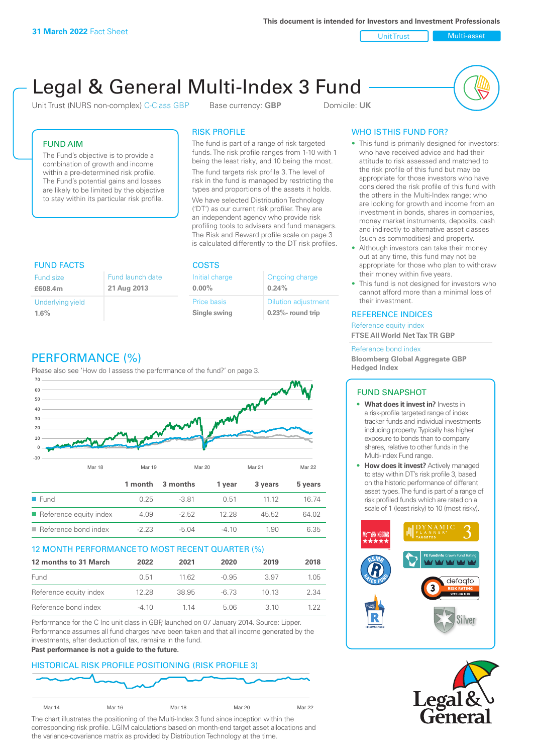**31 March 2022** Fact Sheet

This document is intended for Investors and Investment Professionals

Unit Trust | Multi-asset

# Legal & General Multi-Index 3 Fund

Unit Trust (NURS non-complex) C-Class GBP   Base currency: **GBP**   Domicile: **UK**

## FUND AIM

The Fund's objective is to provide a combination of growth and income within a pre-determined risk profile. The Fund's potential gains and losses are likely to be limited by the objective to stay within its particular risk profile.

## RISK PROFILE

The fund is part of a range of risk targeted funds. The risk profile ranges from 1-10 with 1 being the least risky, and 10 being the most.

The fund targets risk profile 3. The level of risk in the fund is managed by restricting the types and proportions of the assets it holds.

We have selected Distribution Technology ('DT') as our current risk profiler. They are an independent agency who provide risk profiling tools to advisers and fund managers. The Risk and Reward profile scale on page 3 is calculated differently to the DT risk profiles.

## WHO IS THIS FUND FOR?

- This fund is primarily designed for investors: who have received advice and had their attitude to risk assessed and matched to the risk profile of this fund but may be appropriate for those investors who have considered the risk profile of this fund with the others in the Multi-Index range; who are looking for growth and income from an investment in bonds, shares in companies, money market instruments, deposits, cash and indirectly to alternative asset classes (such as commodities) and property.
- Although investors can take their money out at any time, this fund may not be appropriate for those who plan to withdraw their money within five years.
- This fund is not designed for investors who cannot afford more than a minimal loss of their investment.

## FUND FACTS

| Fund size | Fund launch date |
|---|---|
| **£608.4m** | **21 Aug 2013** |
| Underlying yield | |
| **1.6%** | |

## COSTS

| Initial charge | Ongoing charge |
|---|---|
| **0.00%** | **0.24%** |
| Price basis | Dilution adjustment |
| **Single swing** | **0.23%- round trip** |

## REFERENCE INDICES

Reference equity index
**FTSE All World Net Tax TR GBP**

Reference bond index
**Bloomberg Global Aggregate GBP Hedged Index**

## PERFORMANCE (%)

Please also see 'How do I assess the performance of the fund?' on page 3.

| | 1 month | 3 months | 1 year | 3 years | 5 years |
|---|---|---|---|---|---|
| Fund | 0.25 | -3.81 | 0.51 | 11.12 | 16.74 |
| Reference equity index | 4.09 | -2.52 | 12.28 | 45.52 | 64.02 |
| Reference bond index | -2.23 | -5.04 | -4.10 | 1.90 | 6.35 |

## 12 MONTH PERFORMANCE TO MOST RECENT QUARTER (%)

| 12 months to 31 March | 2022 | 2021 | 2020 | 2019 | 2018 |
|---|---|---|---|---|---|
| Fund | 0.51 | 11.62 | -0.95 | 3.97 | 1.05 |
| Reference equity index | 12.28 | 38.95 | -6.73 | 10.13 | 2.34 |
| Reference bond index | -4.10 | 1.14 | 5.06 | 3.10 | 1.22 |

Performance for the C Inc unit class in GBP, launched on 07 January 2014. Source: Lipper. Performance assumes all fund charges have been taken and that all income generated by the investments, after deduction of tax, remains in the fund.
**Past performance is not a guide to the future.**

## FUND SNAPSHOT

- **What does it invest in?** Invests in a risk-profile targeted range of index tracker funds and individual investments including property. Typically has higher exposure to bonds than to company shares, relative to other funds in the Multi-Index Fund range.
- **How does it invest?** Actively managed to stay within DT's risk profile 3, based on the historic performance of different asset types. The fund is part of a range of risk profiled funds which are rated on a scale of 1 (least risky) to 10 (most risky).

## HISTORICAL RISK PROFILE POSITIONING (RISK PROFILE 3)

The chart illustrates the positioning of the Multi-Index 3 fund since inception within the corresponding risk profile. LGIM calculations based on month-end target asset allocations and the variance-covariance matrix as provided by Distribution Technology at the time.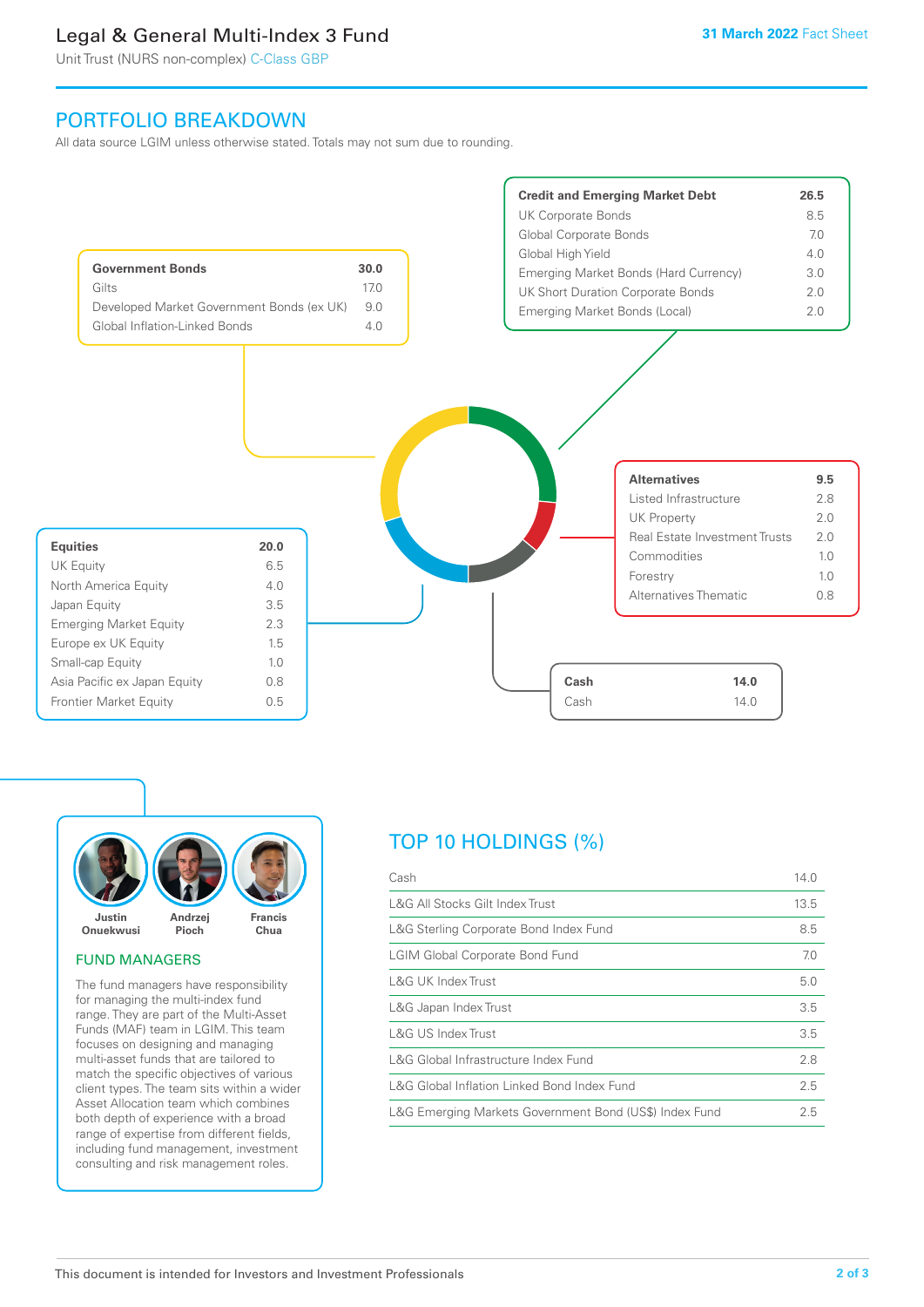# Legal & General Multi-Index 3 Fund

Unit Trust (NURS non-complex) C-Class GBP

31 March 2022 Fact Sheet

## PORTFOLIO BREAKDOWN

All data source LGIM unless otherwise stated. Totals may not sum due to rounding.

| Government Bonds | 30.0 |
|---|---|
| Gilts | 17.0 |
| Developed Market Government Bonds (ex UK) | 9.0 |
| Global Inflation-Linked Bonds | 4.0 |

| Credit and Emerging Market Debt | 26.5 |
|---|---|
| UK Corporate Bonds | 8.5 |
| Global Corporate Bonds | 7.0 |
| Global High Yield | 4.0 |
| Emerging Market Bonds (Hard Currency) | 3.0 |
| UK Short Duration Corporate Bonds | 2.0 |
| Emerging Market Bonds (Local) | 2.0 |

| Alternatives | 9.5 |
|---|---|
| Listed Infrastructure | 2.8 |
| UK Property | 2.0 |
| Real Estate Investment Trusts | 2.0 |
| Commodities | 1.0 |
| Forestry | 1.0 |
| Alternatives Thematic | 0.8 |

| Equities | 20.0 |
|---|---|
| UK Equity | 6.5 |
| North America Equity | 4.0 |
| Japan Equity | 3.5 |
| Emerging Market Equity | 2.3 |
| Europe ex UK Equity | 1.5 |
| Small-cap Equity | 1.0 |
| Asia Pacific ex Japan Equity | 0.8 |
| Frontier Market Equity | 0.5 |

| Cash | 14.0 |
|---|---|
| Cash | 14.0 |

Justin Onuekwusi, Andrzej Pioch, Francis Chua

## FUND MANAGERS

The fund managers have responsibility for managing the multi-index fund range. They are part of the Multi-Asset Funds (MAF) team in LGIM. This team focuses on designing and managing multi-asset funds that are tailored to match the specific objectives of various client types. The team sits within a wider Asset Allocation team which combines both depth of experience with a broad range of expertise from different fields, including fund management, investment consulting and risk management roles.

## TOP 10 HOLDINGS (%)

| Holding | % |
|---|---|
| Cash | 14.0 |
| L&G All Stocks Gilt Index Trust | 13.5 |
| L&G Sterling Corporate Bond Index Fund | 8.5 |
| LGIM Global Corporate Bond Fund | 7.0 |
| L&G UK Index Trust | 5.0 |
| L&G Japan Index Trust | 3.5 |
| L&G US Index Trust | 3.5 |
| L&G Global Infrastructure Index Fund | 2.8 |
| L&G Global Inflation Linked Bond Index Fund | 2.5 |
| L&G Emerging Markets Government Bond (US$) Index Fund | 2.5 |

This document is intended for Investors and Investment Professionals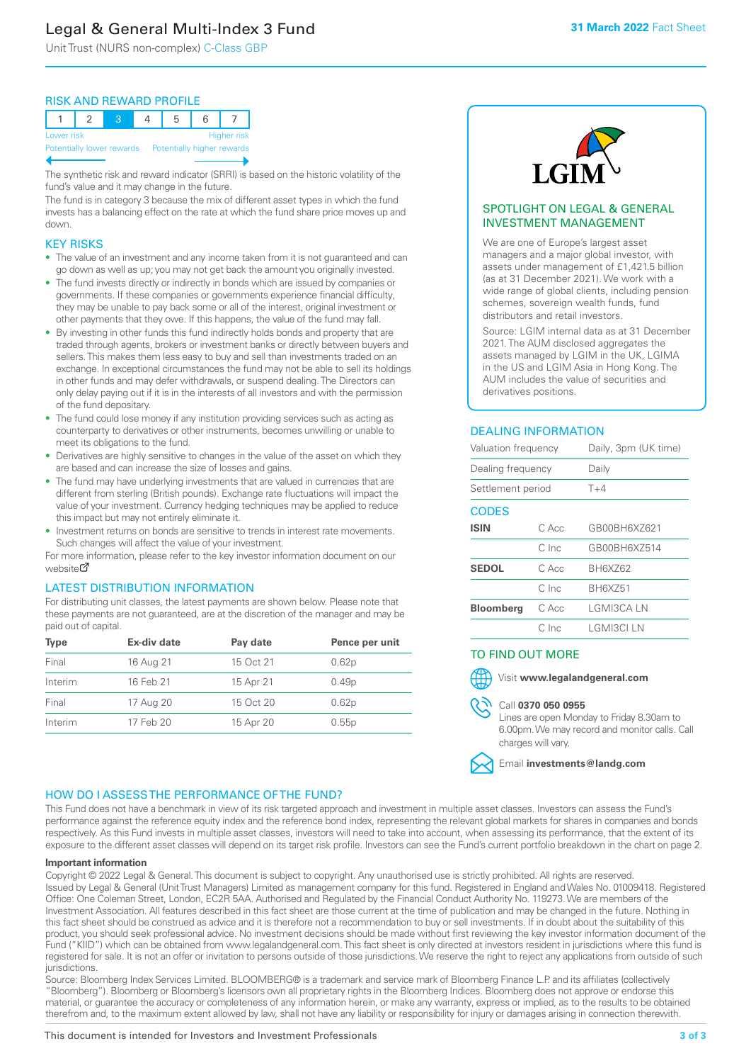# Legal & General Multi-Index 3 Fund

Unit Trust (NURS non-complex) C-Class GBP

**31 March 2022** Fact Sheet

## RISK AND REWARD PROFILE

| 1 | 2 | 3 | 4 | 5 | 6 | 7 |
|---|---|---|---|---|---|---|

Lower risk — Higher risk

Potentially lower rewards — Potentially higher rewards

The synthetic risk and reward indicator (SRRI) is based on the historic volatility of the fund's value and it may change in the future.

The fund is in category 3 because the mix of different asset types in which the fund invests has a balancing effect on the rate at which the fund share price moves up and down.

## KEY RISKS

- The value of an investment and any income taken from it is not guaranteed and can go down as well as up; you may not get back the amount you originally invested.
- The fund invests directly or indirectly in bonds which are issued by companies or governments. If these companies or governments experience financial difficulty, they may be unable to pay back some or all of the interest, original investment or other payments that they owe. If this happens, the value of the fund may fall.
- By investing in other funds this fund indirectly holds bonds and property that are traded through agents, brokers or investment banks or directly between buyers and sellers. This makes them less easy to buy and sell than investments traded on an exchange. In exceptional circumstances the fund may not be able to sell its holdings in other funds and may defer withdrawals, or suspend dealing. The Directors can only delay paying out if it is in the interests of all investors and with the permission of the fund depositary.
- The fund could lose money if any institution providing services such as acting as counterparty to derivatives or other instruments, becomes unwilling or unable to meet its obligations to the fund.
- Derivatives are highly sensitive to changes in the value of the asset on which they are based and can increase the size of losses and gains.
- The fund may have underlying investments that are valued in currencies that are different from sterling (British pounds). Exchange rate fluctuations will impact the value of your investment. Currency hedging techniques may be applied to reduce this impact but may not entirely eliminate it.
- Investment returns on bonds are sensitive to trends in interest rate movements. Such changes will affect the value of your investment.

For more information, please refer to the key investor information document on our website

## LATEST DISTRIBUTION INFORMATION

For distributing unit classes, the latest payments are shown below. Please note that these payments are not guaranteed, are at the discretion of the manager and may be paid out of capital.

| Type | Ex-div date | Pay date | Pence per unit |
|---|---|---|---|
| Final | 16 Aug 21 | 15 Oct 21 | 0.62p |
| Interim | 16 Feb 21 | 15 Apr 21 | 0.49p |
| Final | 17 Aug 20 | 15 Oct 20 | 0.62p |
| Interim | 17 Feb 20 | 15 Apr 20 | 0.55p |

LGIM

## SPOTLIGHT ON LEGAL & GENERAL INVESTMENT MANAGEMENT

We are one of Europe's largest asset managers and a major global investor, with assets under management of £1,421.5 billion (as at 31 December 2021). We work with a wide range of global clients, including pension schemes, sovereign wealth funds, fund distributors and retail investors.

Source: LGIM internal data as at 31 December 2021. The AUM disclosed aggregates the assets managed by LGIM in the UK, LGIMA in the US and LGIM Asia in Hong Kong. The AUM includes the value of securities and derivatives positions.

## DEALING INFORMATION

| | |
|---|---|
| Valuation frequency | Daily, 3pm (UK time) |
| Dealing frequency | Daily |
| Settlement period | T+4 |

## CODES

| | | |
|---|---|---|
| **ISIN** | C Acc | GB00BH6XZ621 |
| | C Inc | GB00BH6XZ514 |
| **SEDOL** | C Acc | BH6XZ62 |
| | C Inc | BH6XZ51 |
| **Bloomberg** | C Acc | LGMI3CA LN |
| | C Inc | LGMI3CI LN |

## TO FIND OUT MORE

Visit **www.legalandgeneral.com**

Call **0370 050 0955**
Lines are open Monday to Friday 8.30am to 6.00pm. We may record and monitor calls. Call charges will vary.

Email **investments@landg.com**

## HOW DO I ASSESS THE PERFORMANCE OF THE FUND?

This Fund does not have a benchmark in view of its risk targeted approach and investment in multiple asset classes. Investors can assess the Fund's performance against the reference equity index and the reference bond index, representing the relevant global markets for shares in companies and bonds respectively. As this Fund invests in multiple asset classes, investors will need to take into account, when assessing its performance, that the extent of its exposure to the different asset classes will depend on its target risk profile. Investors can see the Fund's current portfolio breakdown in the chart on page 2.

**Important information**

Copyright © 2022 Legal & General. This document is subject to copyright. Any unauthorised use is strictly prohibited. All rights are reserved.

Issued by Legal & General (Unit Trust Managers) Limited as management company for this fund. Registered in England and Wales No. 01009418. Registered Office: One Coleman Street, London, EC2R 5AA. Authorised and Regulated by the Financial Conduct Authority No. 119273. We are members of the Investment Association. All features described in this fact sheet are those current at the time of publication and may be changed in the future. Nothing in this fact sheet should be construed as advice and it is therefore not a recommendation to buy or sell investments. If in doubt about the suitability of this product, you should seek professional advice. No investment decisions should be made without first reviewing the key investor information document of the Fund ("KIID") which can be obtained from www.legalandgeneral.com. This fact sheet is only directed at investors resident in jurisdictions where this fund is registered for sale. It is not an offer or invitation to persons outside of those jurisdictions. We reserve the right to reject any applications from outside of such jurisdictions.

Source: Bloomberg Index Services Limited. BLOOMBERG® is a trademark and service mark of Bloomberg Finance L.P. and its affiliates (collectively "Bloomberg"). Bloomberg or Bloomberg's licensors own all proprietary rights in the Bloomberg Indices. Bloomberg does not approve or endorse this material, or guarantee the accuracy or completeness of any information herein, or make any warranty, express or implied, as to the results to be obtained therefrom and, to the maximum extent allowed by law, shall not have any liability or responsibility for injury or damages arising in connection therewith.

This document is intended for Investors and Investment Professionals